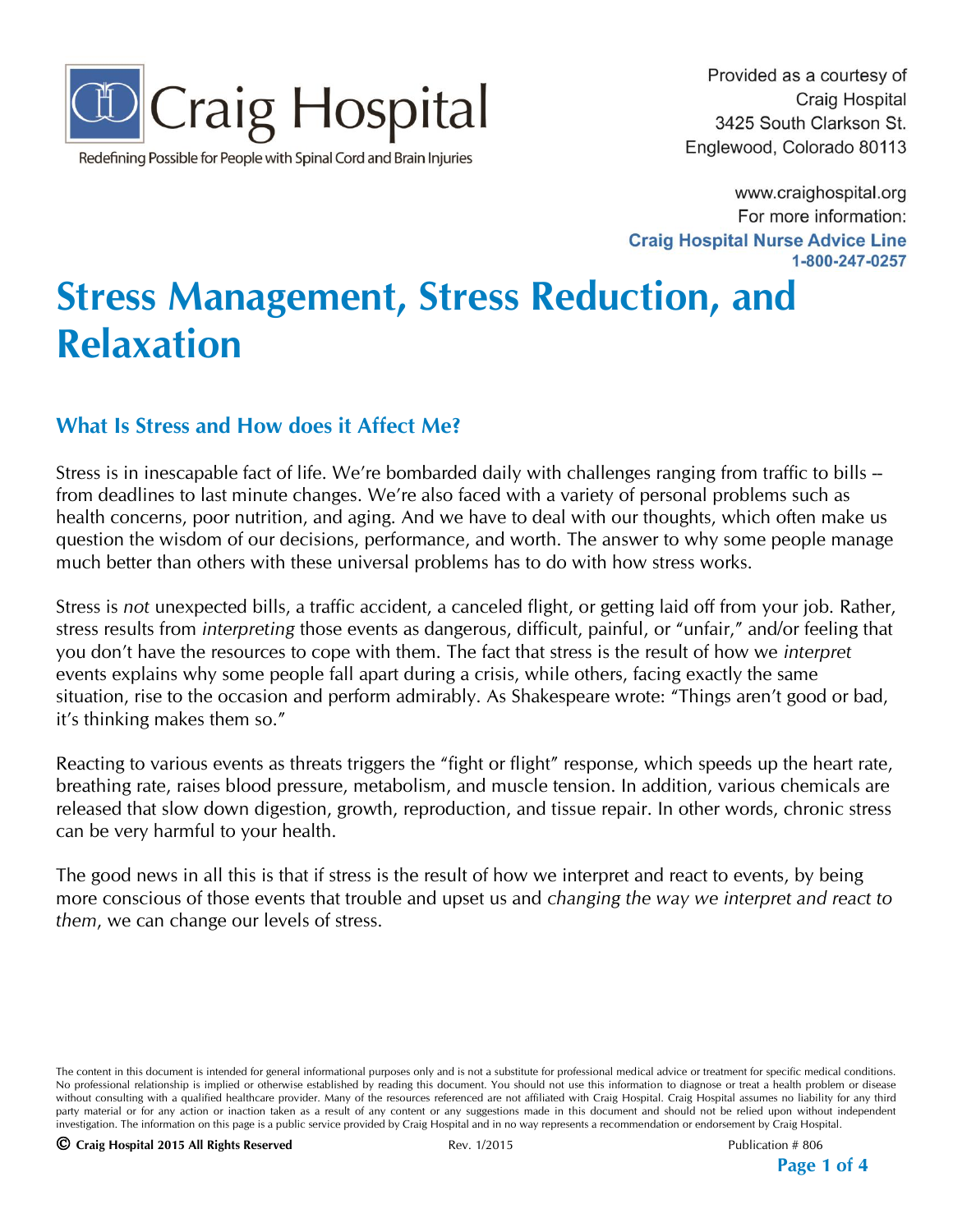Craig Hospital

Redefining Possible for People with Spinal Cord and Brain Injuries

Provided as a courtesy of
Craig Hospital
3425 South Clarkson St.
Englewood, Colorado 80113

www.craighospital.org
For more information:
**Craig Hospital Nurse Advice Line**
**1-800-247-0257**

# Stress Management, Stress Reduction, and Relaxation

## What Is Stress and How does it Affect Me?

Stress is in inescapable fact of life. We're bombarded daily with challenges ranging from traffic to bills -- from deadlines to last minute changes. We're also faced with a variety of personal problems such as health concerns, poor nutrition, and aging. And we have to deal with our thoughts, which often make us question the wisdom of our decisions, performance, and worth. The answer to why some people manage much better than others with these universal problems has to do with how stress works.

Stress is *not* unexpected bills, a traffic accident, a canceled flight, or getting laid off from your job. Rather, stress results from *interpreting* those events as dangerous, difficult, painful, or "unfair," and/or feeling that you don't have the resources to cope with them. The fact that stress is the result of how we *interpret* events explains why some people fall apart during a crisis, while others, facing exactly the same situation, rise to the occasion and perform admirably. As Shakespeare wrote: "Things aren't good or bad, it's thinking makes them so."

Reacting to various events as threats triggers the "fight or flight" response, which speeds up the heart rate, breathing rate, raises blood pressure, metabolism, and muscle tension. In addition, various chemicals are released that slow down digestion, growth, reproduction, and tissue repair. In other words, chronic stress can be very harmful to your health.

The good news in all this is that if stress is the result of how we interpret and react to events, by being more conscious of those events that trouble and upset us and *changing the way we interpret and react to them*, we can change our levels of stress.

The content in this document is intended for general informational purposes only and is not a substitute for professional medical advice or treatment for specific medical conditions. No professional relationship is implied or otherwise established by reading this document. You should not use this information to diagnose or treat a health problem or disease without consulting with a qualified healthcare provider. Many of the resources referenced are not affiliated with Craig Hospital. Craig Hospital assumes no liability for any third party material or for any action or inaction taken as a result of any content or any suggestions made in this document and should not be relied upon without independent investigation. The information on this page is a public service provided by Craig Hospital and in no way represents a recommendation or endorsement by Craig Hospital.

© Craig Hospital 2015 All Rights Reserved    Rev. 1/2015    Publication # 806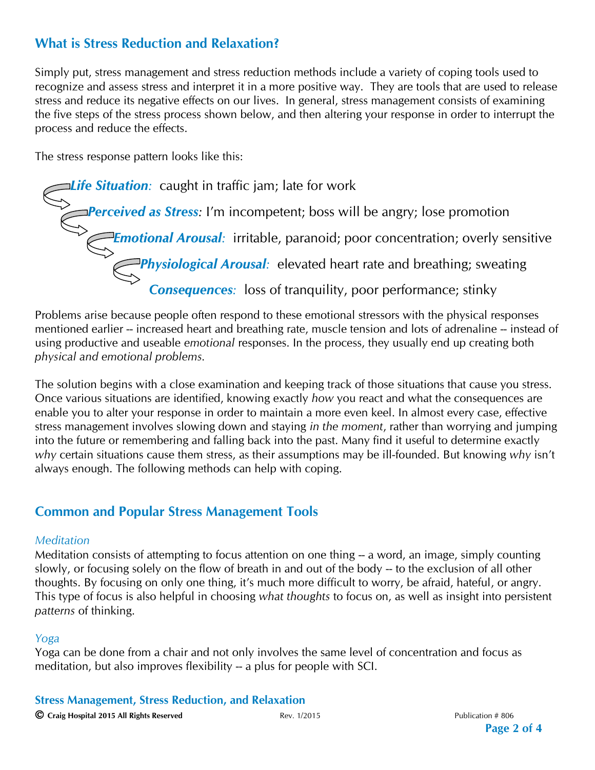## What is Stress Reduction and Relaxation?

Simply put, stress management and stress reduction methods include a variety of coping tools used to recognize and assess stress and interpret it in a more positive way. They are tools that are used to release stress and reduce its negative effects on our lives. In general, stress management consists of examining the five steps of the stress process shown below, and then altering your response in order to interrupt the process and reduce the effects.

The stress response pattern looks like this:

- ***Life Situation:*** caught in traffic jam; late for work
- ***Perceived as Stress:*** I'm incompetent; boss will be angry; lose promotion
- ***Emotional Arousal:*** irritable, paranoid; poor concentration; overly sensitive
- ***Physiological Arousal:*** elevated heart rate and breathing; sweating
- ***Consequences:*** loss of tranquility, poor performance; stinky

Problems arise because people often respond to these emotional stressors with the physical responses mentioned earlier -- increased heart and breathing rate, muscle tension and lots of adrenaline -- instead of using productive and useable *emotional* responses. In the process, they usually end up creating both *physical and emotional problems.*

The solution begins with a close examination and keeping track of those situations that cause you stress. Once various situations are identified, knowing exactly *how* you react and what the consequences are enable you to alter your response in order to maintain a more even keel. In almost every case, effective stress management involves slowing down and staying *in the moment*, rather than worrying and jumping into the future or remembering and falling back into the past. Many find it useful to determine exactly *why* certain situations cause them stress, as their assumptions may be ill-founded. But knowing *why* isn't always enough. The following methods can help with coping.

## Common and Popular Stress Management Tools

### *Meditation*

Meditation consists of attempting to focus attention on one thing -- a word, an image, simply counting slowly, or focusing solely on the flow of breath in and out of the body -- to the exclusion of all other thoughts. By focusing on only one thing, it's much more difficult to worry, be afraid, hateful, or angry. This type of focus is also helpful in choosing *what thoughts* to focus on, as well as insight into persistent *patterns* of thinking.

### *Yoga*

Yoga can be done from a chair and not only involves the same level of concentration and focus as meditation, but also improves flexibility -- a plus for people with SCI.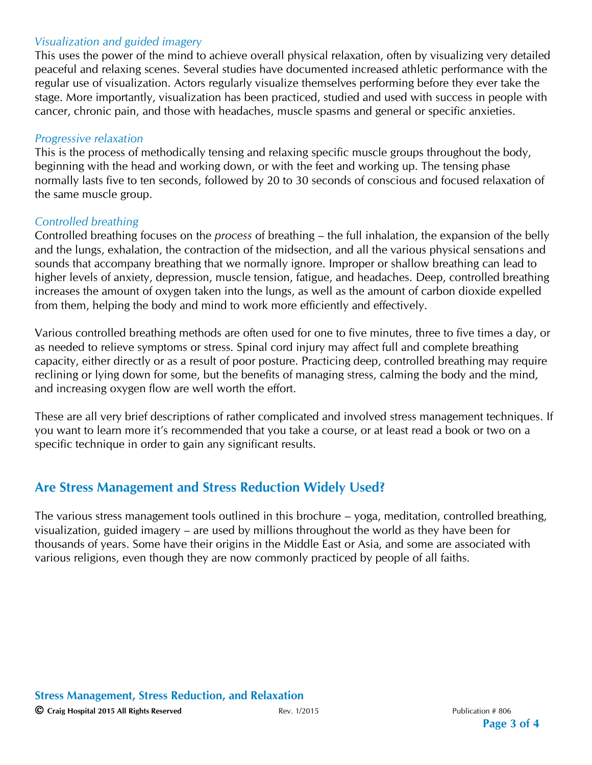### *Visualization and guided imagery*

This uses the power of the mind to achieve overall physical relaxation, often by visualizing very detailed peaceful and relaxing scenes. Several studies have documented increased athletic performance with the regular use of visualization. Actors regularly visualize themselves performing before they ever take the stage. More importantly, visualization has been practiced, studied and used with success in people with cancer, chronic pain, and those with headaches, muscle spasms and general or specific anxieties.

### *Progressive relaxation*

This is the process of methodically tensing and relaxing specific muscle groups throughout the body, beginning with the head and working down, or with the feet and working up. The tensing phase normally lasts five to ten seconds, followed by 20 to 30 seconds of conscious and focused relaxation of the same muscle group.

### *Controlled breathing*

Controlled breathing focuses on the *process* of breathing – the full inhalation, the expansion of the belly and the lungs, exhalation, the contraction of the midsection, and all the various physical sensations and sounds that accompany breathing that we normally ignore. Improper or shallow breathing can lead to higher levels of anxiety, depression, muscle tension, fatigue, and headaches. Deep, controlled breathing increases the amount of oxygen taken into the lungs, as well as the amount of carbon dioxide expelled from them, helping the body and mind to work more efficiently and effectively.

Various controlled breathing methods are often used for one to five minutes, three to five times a day, or as needed to relieve symptoms or stress. Spinal cord injury may affect full and complete breathing capacity, either directly or as a result of poor posture. Practicing deep, controlled breathing may require reclining or lying down for some, but the benefits of managing stress, calming the body and the mind, and increasing oxygen flow are well worth the effort.

These are all very brief descriptions of rather complicated and involved stress management techniques. If you want to learn more it's recommended that you take a course, or at least read a book or two on a specific technique in order to gain any significant results.

## Are Stress Management and Stress Reduction Widely Used?

The various stress management tools outlined in this brochure – yoga, meditation, controlled breathing, visualization, guided imagery – are used by millions throughout the world as they have been for thousands of years. Some have their origins in the Middle East or Asia, and some are associated with various religions, even though they are now commonly practiced by people of all faiths.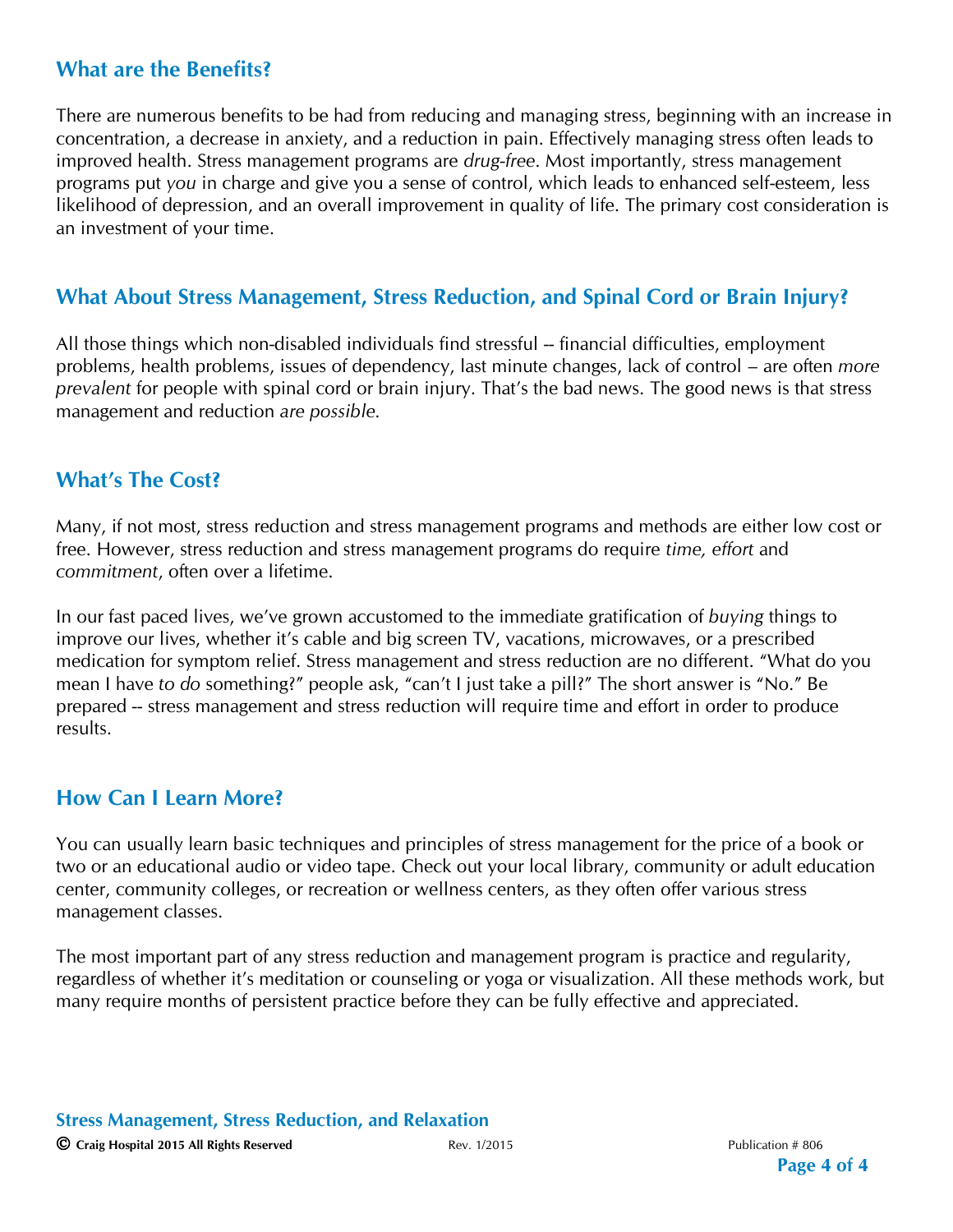## What are the Benefits?

There are numerous benefits to be had from reducing and managing stress, beginning with an increase in concentration, a decrease in anxiety, and a reduction in pain. Effectively managing stress often leads to improved health. Stress management programs are *drug-free*. Most importantly, stress management programs put *you* in charge and give you a sense of control, which leads to enhanced self-esteem, less likelihood of depression, and an overall improvement in quality of life. The primary cost consideration is an investment of your time.

## What About Stress Management, Stress Reduction, and Spinal Cord or Brain Injury?

All those things which non-disabled individuals find stressful -- financial difficulties, employment problems, health problems, issues of dependency, last minute changes, lack of control – are often *more prevalent* for people with spinal cord or brain injury. That's the bad news. The good news is that stress management and reduction *are possible*.

## What's The Cost?

Many, if not most, stress reduction and stress management programs and methods are either low cost or free. However, stress reduction and stress management programs do require *time, effort* and *commitment*, often over a lifetime.

In our fast paced lives, we've grown accustomed to the immediate gratification of *buying* things to improve our lives, whether it's cable and big screen TV, vacations, microwaves, or a prescribed medication for symptom relief. Stress management and stress reduction are no different. "What do you mean I have *to do* something?" people ask, "can't I just take a pill?" The short answer is "No." Be prepared -- stress management and stress reduction will require time and effort in order to produce results.

## How Can I Learn More?

You can usually learn basic techniques and principles of stress management for the price of a book or two or an educational audio or video tape. Check out your local library, community or adult education center, community colleges, or recreation or wellness centers, as they often offer various stress management classes.

The most important part of any stress reduction and management program is practice and regularity, regardless of whether it's meditation or counseling or yoga or visualization. All these methods work, but many require months of persistent practice before they can be fully effective and appreciated.